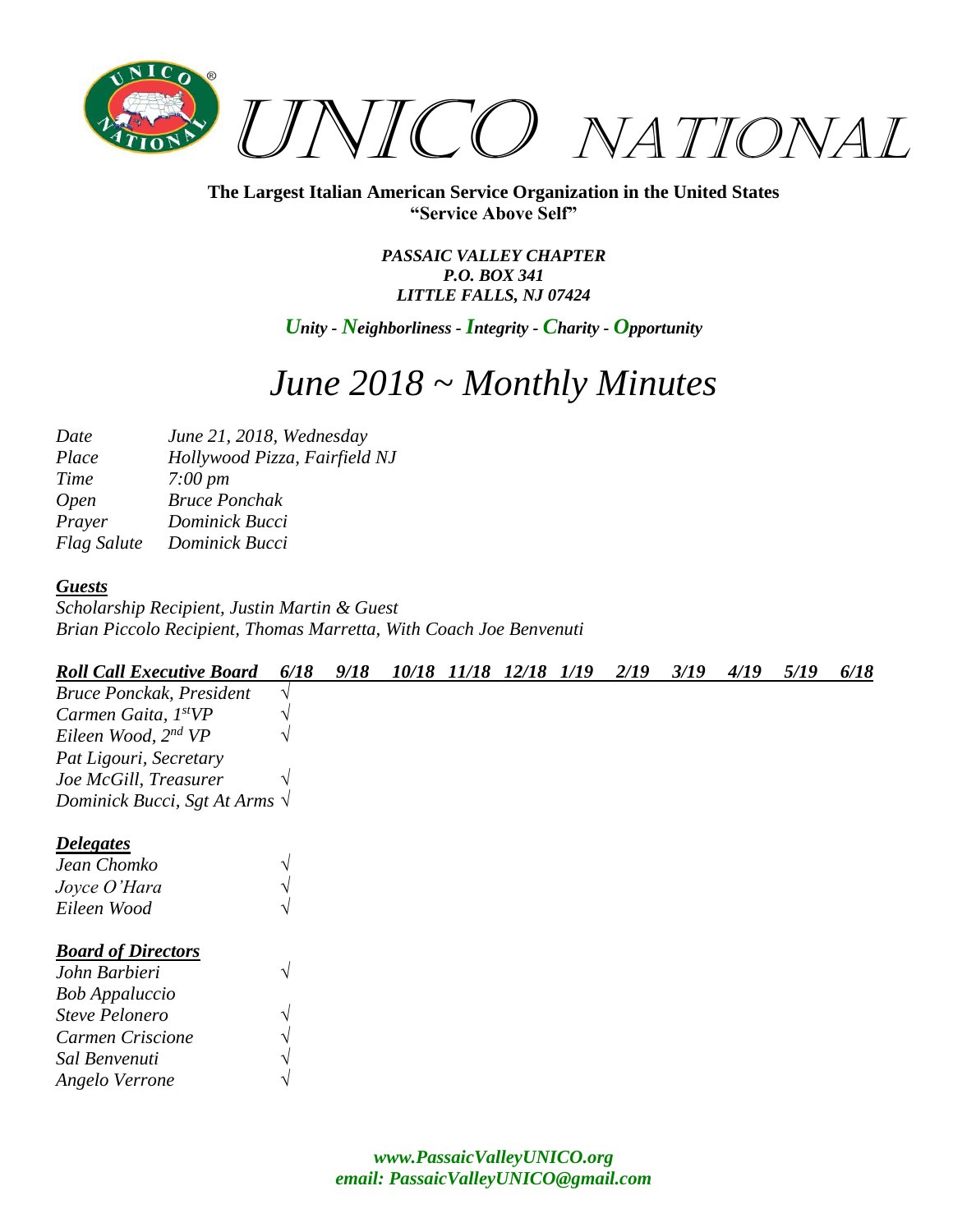# UNICO NATIONAL

**The Largest Italian American Service Organization in the United States**
**"Service Above Self"**

***PASSAIC VALLEY CHAPTER***
***P.O. BOX 341***
***LITTLE FALLS, NJ 07424***

***Unity - Neighborliness - Integrity - Charity - Opportunity***

# *June 2018 ~ Monthly Minutes*

| | |
|---|---|
| *Date* | *June 21, 2018, Wednesday* |
| *Place* | *Hollywood Pizza, Fairfield NJ* |
| *Time* | *7:00 pm* |
| *Open* | *Bruce Ponchak* |
| *Prayer* | *Dominick Bucci* |
| *Flag Salute* | *Dominick Bucci* |

***Guests***

*Scholarship Recipient, Justin Martin & Guest*
*Brian Piccolo Recipient, Thomas Marretta, With Coach Joe Benvenuti*

| ***Roll Call Executive Board*** | ***6/18*** | ***9/18*** | ***10/18*** | ***11/18*** | ***12/18*** | ***1/19*** | ***2/19*** | ***3/19*** | ***4/19*** | ***5/19*** | ***6/18*** |
|---|---|---|---|---|---|---|---|---|---|---|---|
| *Bruce Ponckak, President* | √ | | | | | | | | | | |
| *Carmen Gaita, 1st VP* | √ | | | | | | | | | | |
| *Eileen Wood, 2nd VP* | √ | | | | | | | | | | |
| *Pat Ligouri, Secretary* | | | | | | | | | | | |
| *Joe McGill, Treasurer* | √ | | | | | | | | | | |
| *Dominick Bucci, Sgt At Arms* | √ | | | | | | | | | | |
| ***Delegates*** | | | | | | | | | | | |
| *Jean Chomko* | √ | | | | | | | | | | |
| *Joyce O'Hara* | √ | | | | | | | | | | |
| *Eileen Wood* | √ | | | | | | | | | | |
| ***Board of Directors*** | | | | | | | | | | | |
| *John Barbieri* | √ | | | | | | | | | | |
| *Bob Appaluccio* | | | | | | | | | | | |
| *Steve Pelonero* | √ | | | | | | | | | | |
| *Carmen Criscione* | √ | | | | | | | | | | |
| *Sal Benvenuti* | √ | | | | | | | | | | |
| *Angelo Verrone* | √ | | | | | | | | | | |

***www.PassaicValleyUNICO.org***
***email: PassaicValleyUNICO@gmail.com***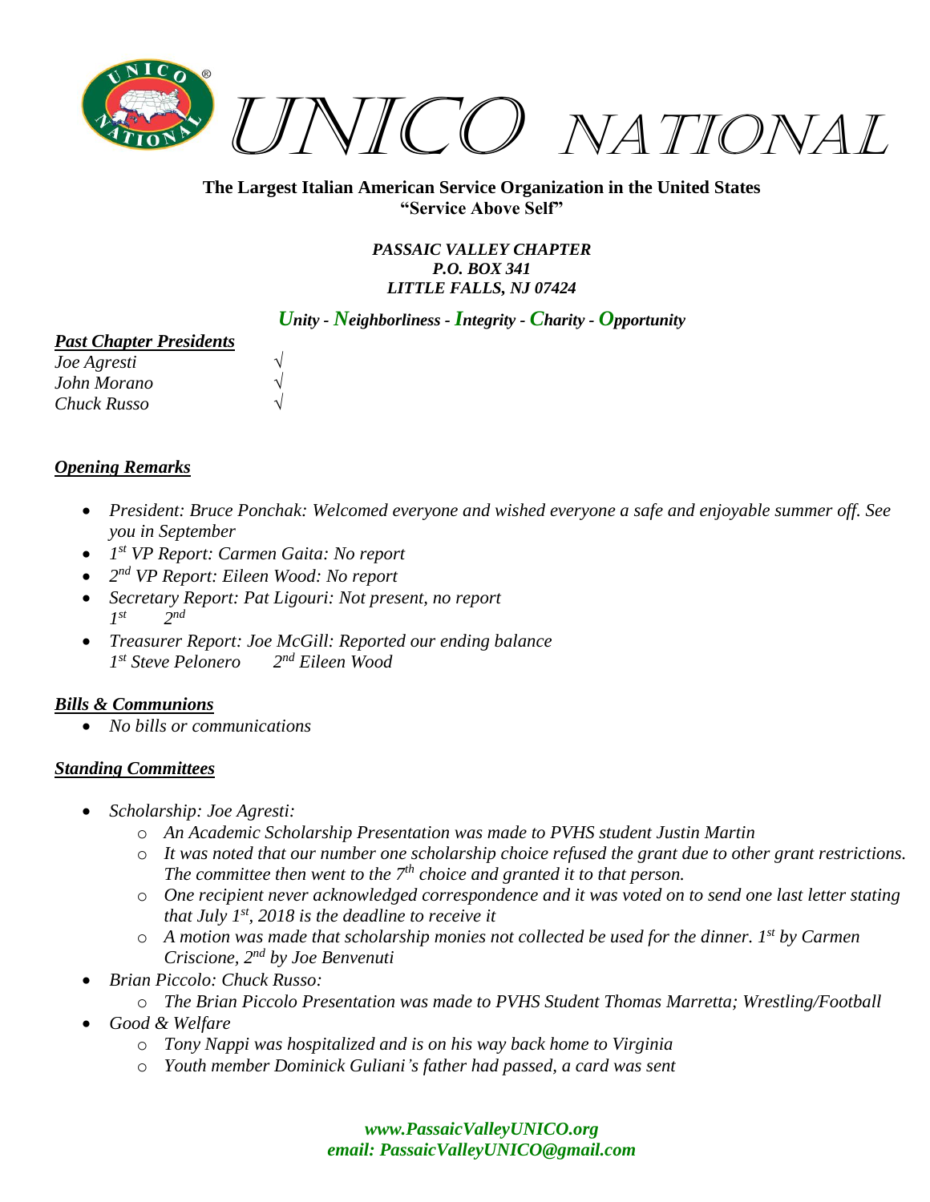# UNICO NATIONAL

**The Largest Italian American Service Organization in the United States**
**"Service Above Self"**

***PASSAIC VALLEY CHAPTER***
***P.O. BOX 341***
***LITTLE FALLS, NJ 07424***

***Unity - Neighborliness - Integrity - Charity - Opportunity***

***Past Chapter Presidents***

*Joe Agresti* √
*John Morano* √
*Chuck Russo* √

***Opening Remarks***

- *President: Bruce Ponchak: Welcomed everyone and wished everyone a safe and enjoyable summer off. See you in September*
- *1st VP Report: Carmen Gaita: No report*
- *2nd VP Report: Eileen Wood: No report*
- *Secretary Report: Pat Ligouri: Not present, no report*
  *1st 2nd*
- *Treasurer Report: Joe McGill: Reported our ending balance*
  *1st Steve Pelonero 2nd Eileen Wood*

***Bills & Communions***

- *No bills or communications*

***Standing Committees***

- *Scholarship: Joe Agresti:*
  - *An Academic Scholarship Presentation was made to PVHS student Justin Martin*
  - *It was noted that our number one scholarship choice refused the grant due to other grant restrictions. The committee then went to the 7th choice and granted it to that person.*
  - *One recipient never acknowledged correspondence and it was voted on to send one last letter stating that July 1st, 2018 is the deadline to receive it*
  - *A motion was made that scholarship monies not collected be used for the dinner. 1st by Carmen Criscione, 2nd by Joe Benvenuti*
- *Brian Piccolo: Chuck Russo:*
  - *The Brian Piccolo Presentation was made to PVHS Student Thomas Marretta; Wrestling/Football*
- *Good & Welfare*
  - *Tony Nappi was hospitalized and is on his way back home to Virginia*
  - *Youth member Dominick Guliani's father had passed, a card was sent*

***www.PassaicValleyUNICO.org***
***email: PassaicValleyUNICO@gmail.com***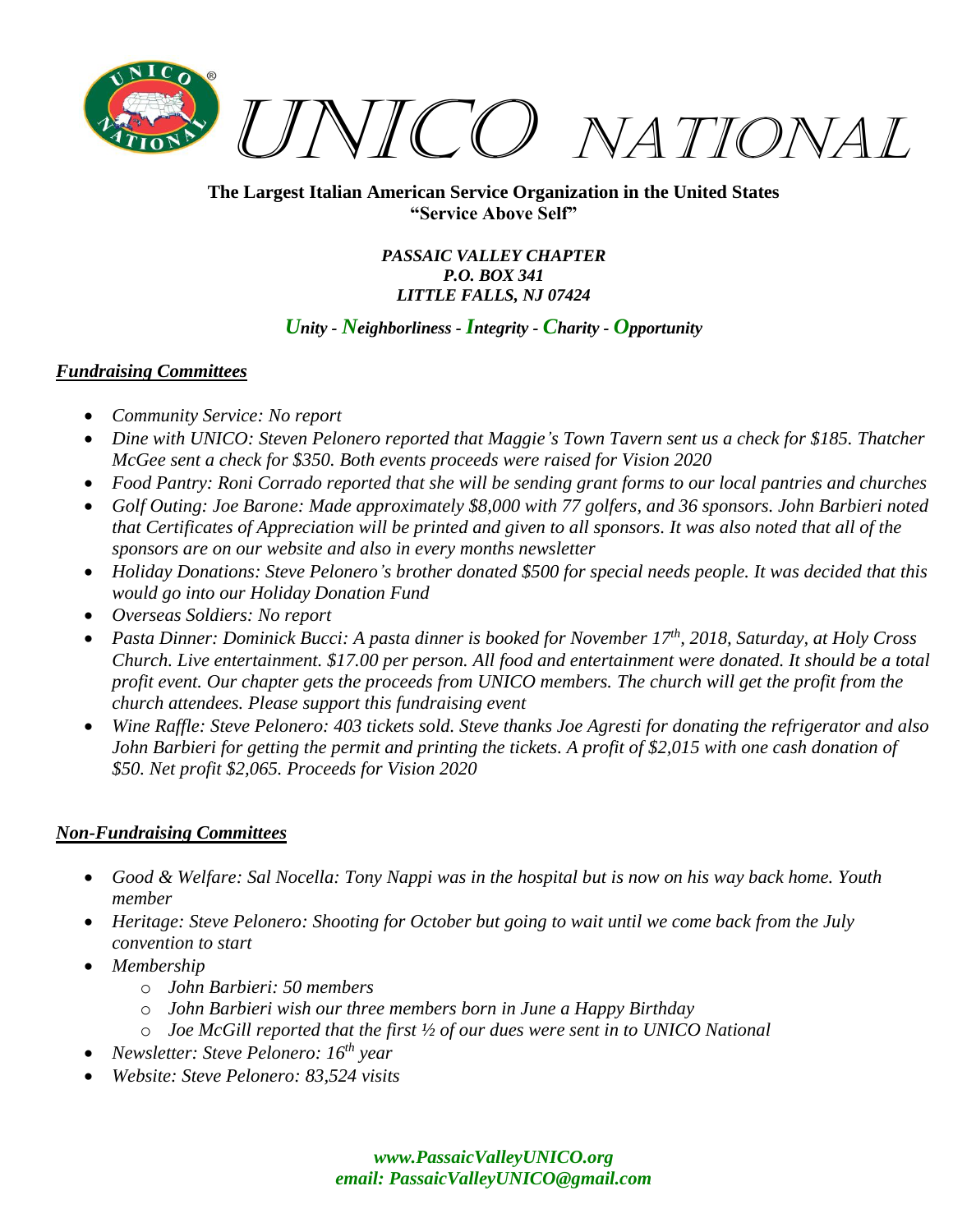# UNICO NATIONAL

**The Largest Italian American Service Organization in the United States**
**"Service Above Self"**

***PASSAIC VALLEY CHAPTER***
***P.O. BOX 341***
***LITTLE FALLS, NJ 07424***

***Unity - Neighborliness - Integrity - Charity - Opportunity***

## ***Fundraising Committees***

- *Community Service: No report*
- *Dine with UNICO: Steven Pelonero reported that Maggie's Town Tavern sent us a check for $185. Thatcher McGee sent a check for $350. Both events proceeds were raised for Vision 2020*
- *Food Pantry: Roni Corrado reported that she will be sending grant forms to our local pantries and churches*
- *Golf Outing: Joe Barone: Made approximately $8,000 with 77 golfers, and 36 sponsors. John Barbieri noted that Certificates of Appreciation will be printed and given to all sponsors. It was also noted that all of the sponsors are on our website and also in every months newsletter*
- *Holiday Donations: Steve Pelonero's brother donated $500 for special needs people. It was decided that this would go into our Holiday Donation Fund*
- *Overseas Soldiers: No report*
- *Pasta Dinner: Dominick Bucci: A pasta dinner is booked for November 17th, 2018, Saturday, at Holy Cross Church. Live entertainment. $17.00 per person. All food and entertainment were donated. It should be a total profit event. Our chapter gets the proceeds from UNICO members. The church will get the profit from the church attendees. Please support this fundraising event*
- *Wine Raffle: Steve Pelonero: 403 tickets sold. Steve thanks Joe Agresti for donating the refrigerator and also John Barbieri for getting the permit and printing the tickets. A profit of $2,015 with one cash donation of $50. Net profit $2,065. Proceeds for Vision 2020*

## ***Non-Fundraising Committees***

- *Good & Welfare: Sal Nocella: Tony Nappi was in the hospital but is now on his way back home. Youth member*
- *Heritage: Steve Pelonero: Shooting for October but going to wait until we come back from the July convention to start*
- *Membership*
  - *John Barbieri: 50 members*
  - *John Barbieri wish our three members born in June a Happy Birthday*
  - *Joe McGill reported that the first ½ of our dues were sent in to UNICO National*
- *Newsletter: Steve Pelonero: 16th year*
- *Website: Steve Pelonero: 83,524 visits*

***www.PassaicValleyUNICO.org***
***email: PassaicValleyUNICO@gmail.com***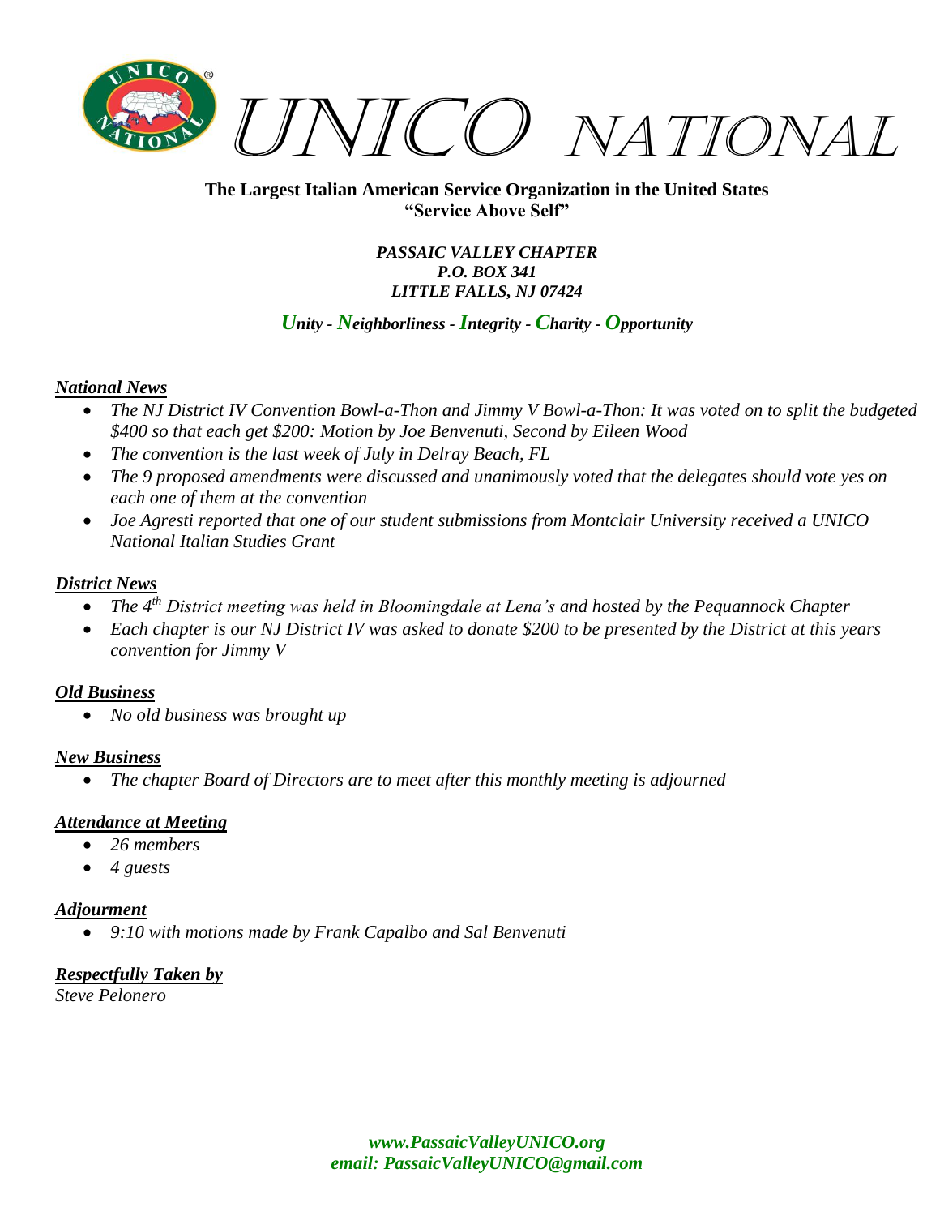# UNICO NATIONAL

**The Largest Italian American Service Organization in the United States**
**"Service Above Self"**

***PASSAIC VALLEY CHAPTER***
***P.O. BOX 341***
***LITTLE FALLS, NJ 07424***

***Unity - Neighborliness - Integrity - Charity - Opportunity***

## ***National News***

- *The NJ District IV Convention Bowl-a-Thon and Jimmy V Bowl-a-Thon: It was voted on to split the budgeted $400 so that each get $200: Motion by Joe Benvenuti, Second by Eileen Wood*
- *The convention is the last week of July in Delray Beach, FL*
- *The 9 proposed amendments were discussed and unanimously voted that the delegates should vote yes on each one of them at the convention*
- *Joe Agresti reported that one of our student submissions from Montclair University received a UNICO National Italian Studies Grant*

## ***District News***

- *The 4th District meeting was held in Bloomingdale at Lena's and hosted by the Pequannock Chapter*
- *Each chapter is our NJ District IV was asked to donate $200 to be presented by the District at this years convention for Jimmy V*

## ***Old Business***

- *No old business was brought up*

## ***New Business***

- *The chapter Board of Directors are to meet after this monthly meeting is adjourned*

## ***Attendance at Meeting***

- *26 members*
- *4 guests*

## ***Adjourment***

- *9:10 with motions made by Frank Capalbo and Sal Benvenuti*

## ***Respectfully Taken by***

*Steve Pelonero*

***www.PassaicValleyUNICO.org***
***email: PassaicValleyUNICO@gmail.com***